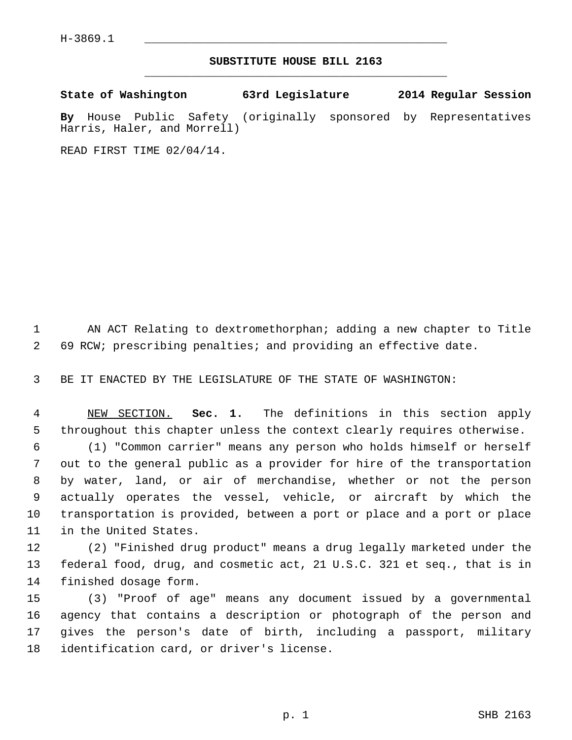H-3869.1

# SUBSTITUTE HOUSE BILL 2163

**State of Washington 63rd Legislature 2014 Regular Session**

**By** House Public Safety (originally sponsored by Representatives Harris, Haler, and Morrell)

READ FIRST TIME 02/04/14.

AN ACT Relating to dextromethorphan; adding a new chapter to Title 69 RCW; prescribing penalties; and providing an effective date.

BE IT ENACTED BY THE LEGISLATURE OF THE STATE OF WASHINGTON:

NEW SECTION. **Sec. 1.** The definitions in this section apply throughout this chapter unless the context clearly requires otherwise.

(1) "Common carrier" means any person who holds himself or herself out to the general public as a provider for hire of the transportation by water, land, or air of merchandise, whether or not the person actually operates the vessel, vehicle, or aircraft by which the transportation is provided, between a port or place and a port or place in the United States.

(2) "Finished drug product" means a drug legally marketed under the federal food, drug, and cosmetic act, 21 U.S.C. 321 et seq., that is in finished dosage form.

(3) "Proof of age" means any document issued by a governmental agency that contains a description or photograph of the person and gives the person's date of birth, including a passport, military identification card, or driver's license.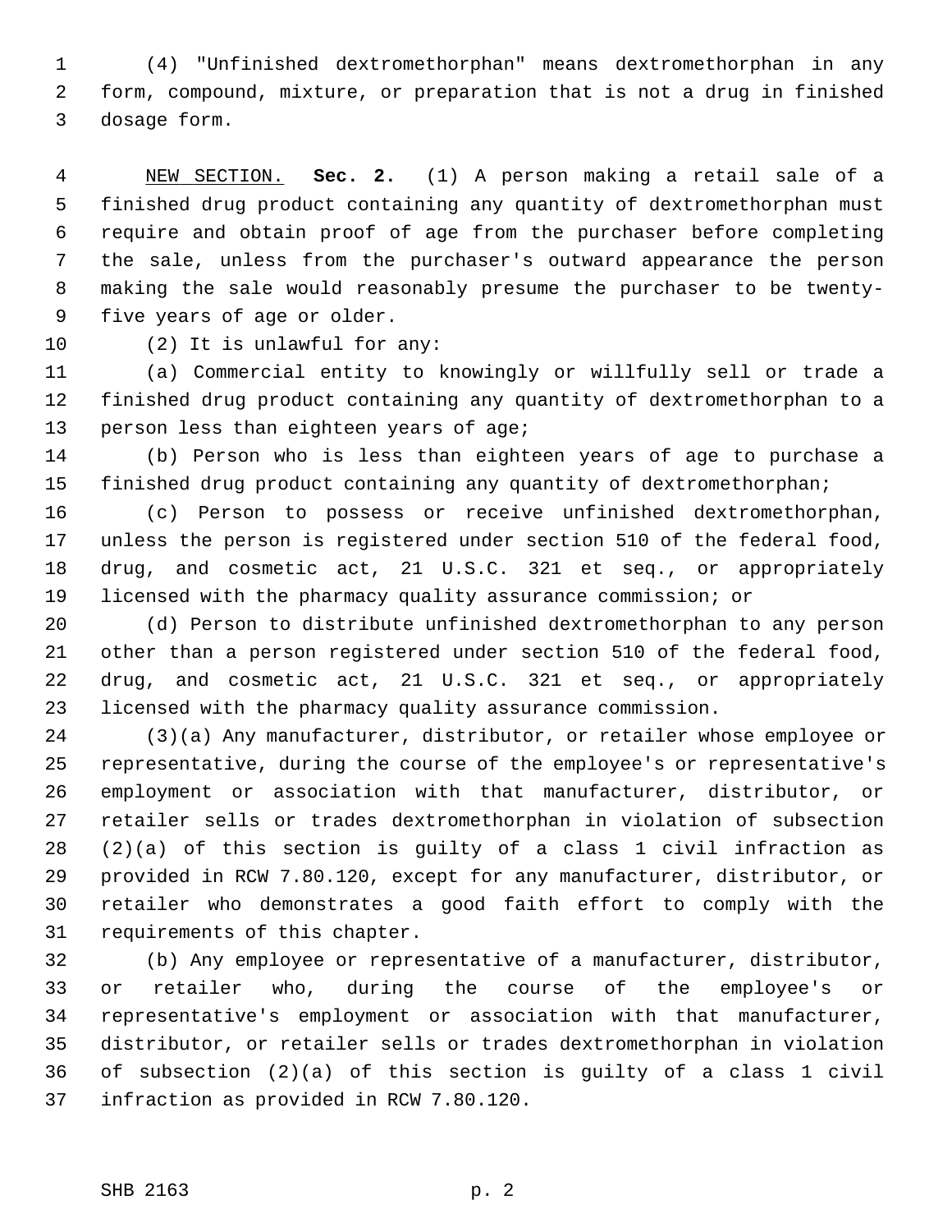(4) "Unfinished dextromethorphan" means dextromethorphan in any form, compound, mixture, or preparation that is not a drug in finished dosage form.

NEW SECTION. **Sec. 2.** (1) A person making a retail sale of a finished drug product containing any quantity of dextromethorphan must require and obtain proof of age from the purchaser before completing the sale, unless from the purchaser's outward appearance the person making the sale would reasonably presume the purchaser to be twenty-five years of age or older.

(2) It is unlawful for any:

(a) Commercial entity to knowingly or willfully sell or trade a finished drug product containing any quantity of dextromethorphan to a person less than eighteen years of age;

(b) Person who is less than eighteen years of age to purchase a finished drug product containing any quantity of dextromethorphan;

(c) Person to possess or receive unfinished dextromethorphan, unless the person is registered under section 510 of the federal food, drug, and cosmetic act, 21 U.S.C. 321 et seq., or appropriately licensed with the pharmacy quality assurance commission; or

(d) Person to distribute unfinished dextromethorphan to any person other than a person registered under section 510 of the federal food, drug, and cosmetic act, 21 U.S.C. 321 et seq., or appropriately licensed with the pharmacy quality assurance commission.

(3)(a) Any manufacturer, distributor, or retailer whose employee or representative, during the course of the employee's or representative's employment or association with that manufacturer, distributor, or retailer sells or trades dextromethorphan in violation of subsection (2)(a) of this section is guilty of a class 1 civil infraction as provided in RCW 7.80.120, except for any manufacturer, distributor, or retailer who demonstrates a good faith effort to comply with the requirements of this chapter.

(b) Any employee or representative of a manufacturer, distributor, or retailer who, during the course of the employee's or representative's employment or association with that manufacturer, distributor, or retailer sells or trades dextromethorphan in violation of subsection (2)(a) of this section is guilty of a class 1 civil infraction as provided in RCW 7.80.120.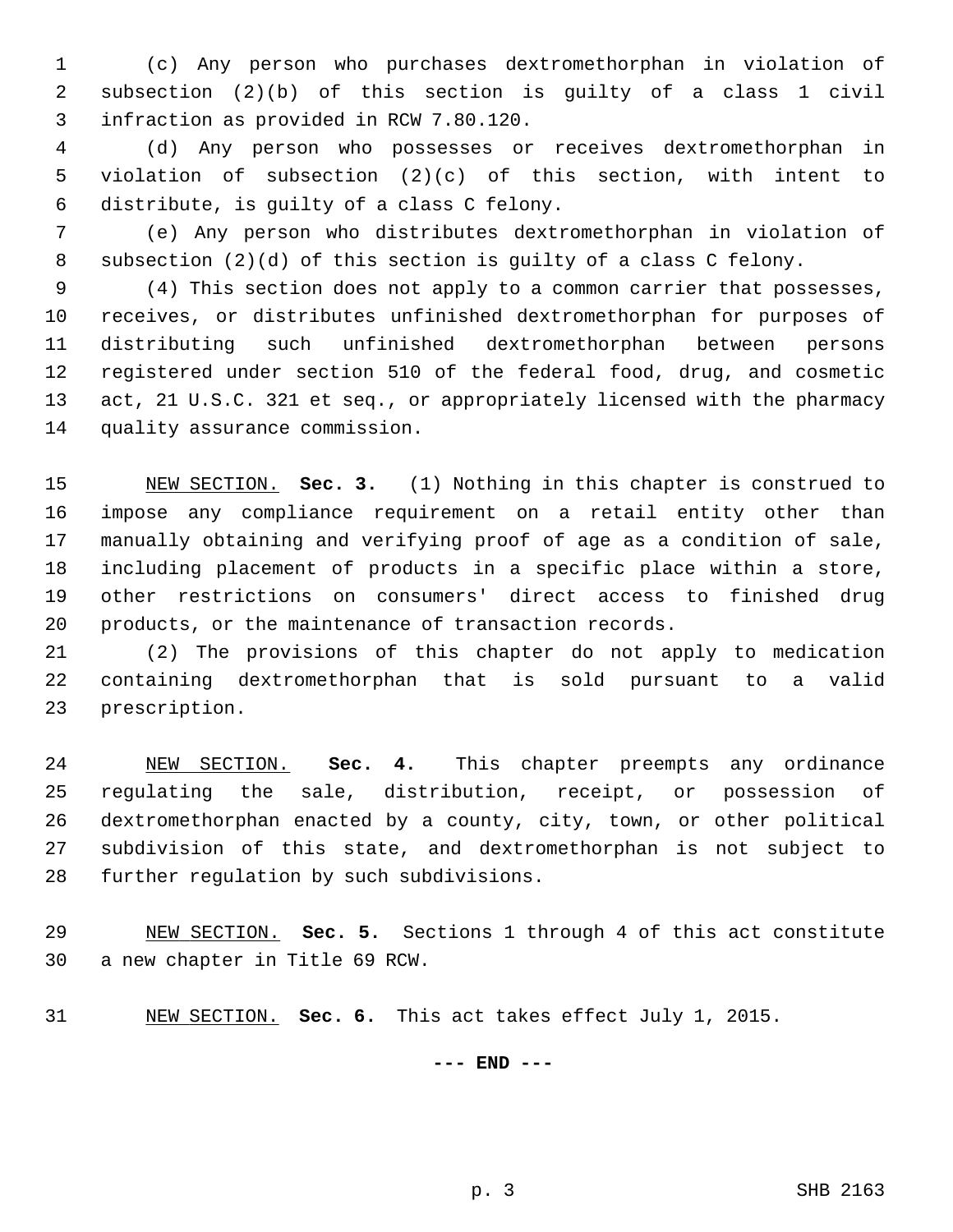(c) Any person who purchases dextromethorphan in violation of subsection (2)(b) of this section is guilty of a class 1 civil infraction as provided in RCW 7.80.120.

(d) Any person who possesses or receives dextromethorphan in violation of subsection (2)(c) of this section, with intent to distribute, is guilty of a class C felony.

(e) Any person who distributes dextromethorphan in violation of subsection (2)(d) of this section is guilty of a class C felony.

(4) This section does not apply to a common carrier that possesses, receives, or distributes unfinished dextromethorphan for purposes of distributing such unfinished dextromethorphan between persons registered under section 510 of the federal food, drug, and cosmetic act, 21 U.S.C. 321 et seq., or appropriately licensed with the pharmacy quality assurance commission.

NEW SECTION. **Sec. 3.** (1) Nothing in this chapter is construed to impose any compliance requirement on a retail entity other than manually obtaining and verifying proof of age as a condition of sale, including placement of products in a specific place within a store, other restrictions on consumers' direct access to finished drug products, or the maintenance of transaction records.

(2) The provisions of this chapter do not apply to medication containing dextromethorphan that is sold pursuant to a valid prescription.

NEW SECTION. **Sec. 4.** This chapter preempts any ordinance regulating the sale, distribution, receipt, or possession of dextromethorphan enacted by a county, city, town, or other political subdivision of this state, and dextromethorphan is not subject to further regulation by such subdivisions.

NEW SECTION. **Sec. 5.** Sections 1 through 4 of this act constitute a new chapter in Title 69 RCW.

NEW SECTION. **Sec. 6.** This act takes effect July 1, 2015.

**--- END ---**